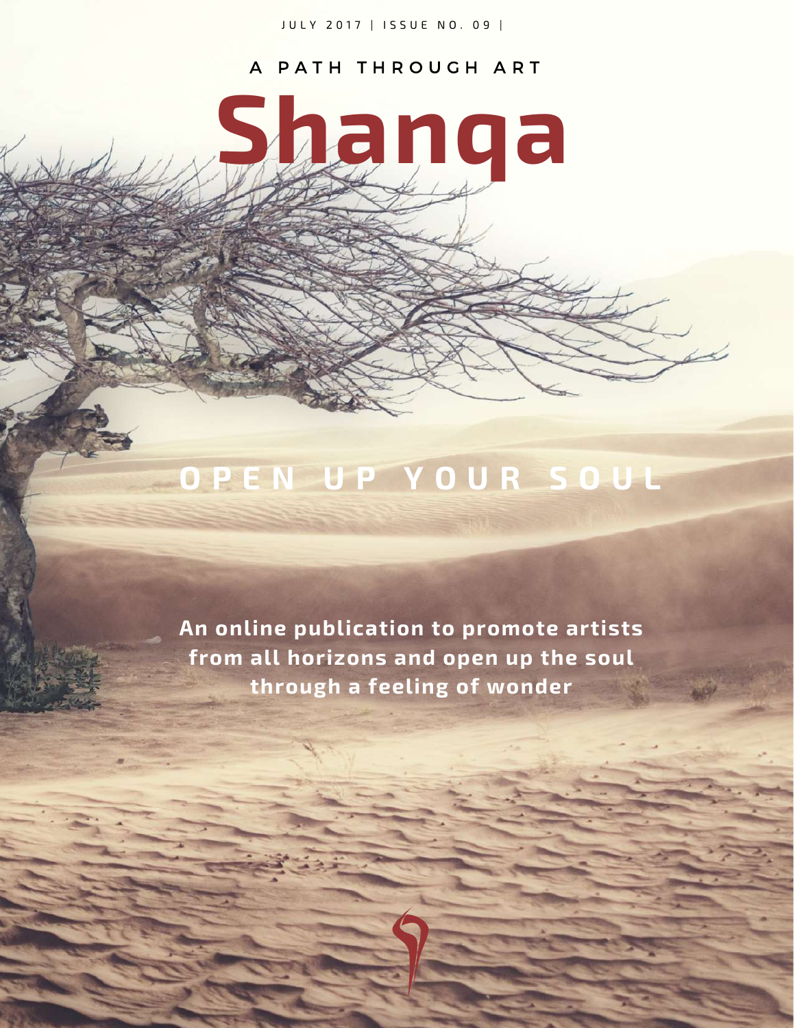JULY 2017 | ISSUE NO. 09 |

A PATH THROUGH ART

# Shanqa

## OPEN UP YOUR SOUL

**An online publication to promote artists from all horizons and open up the soul through a feeling of wonder**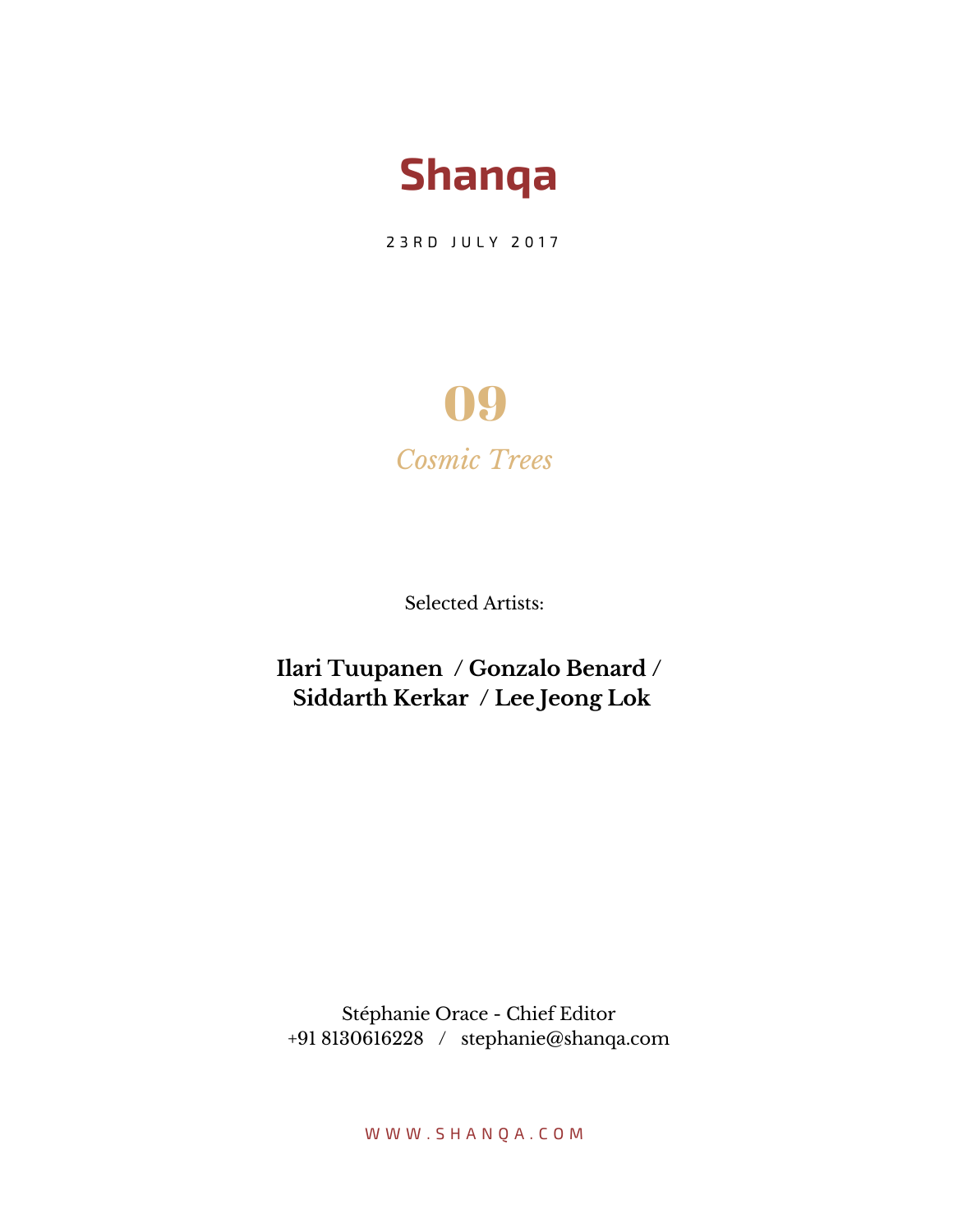# Shanqa

23RD JULY 2017

## 09

*Cosmic Trees*

Selected Artists:

**Ilari Tuupanen / Gonzalo Benard / Siddarth Kerkar / Lee Jeong Lok**

Stéphanie Orace - Chief Editor
+91 8130616228 / stephanie@shanqa.com

WWW.SHANQA.COM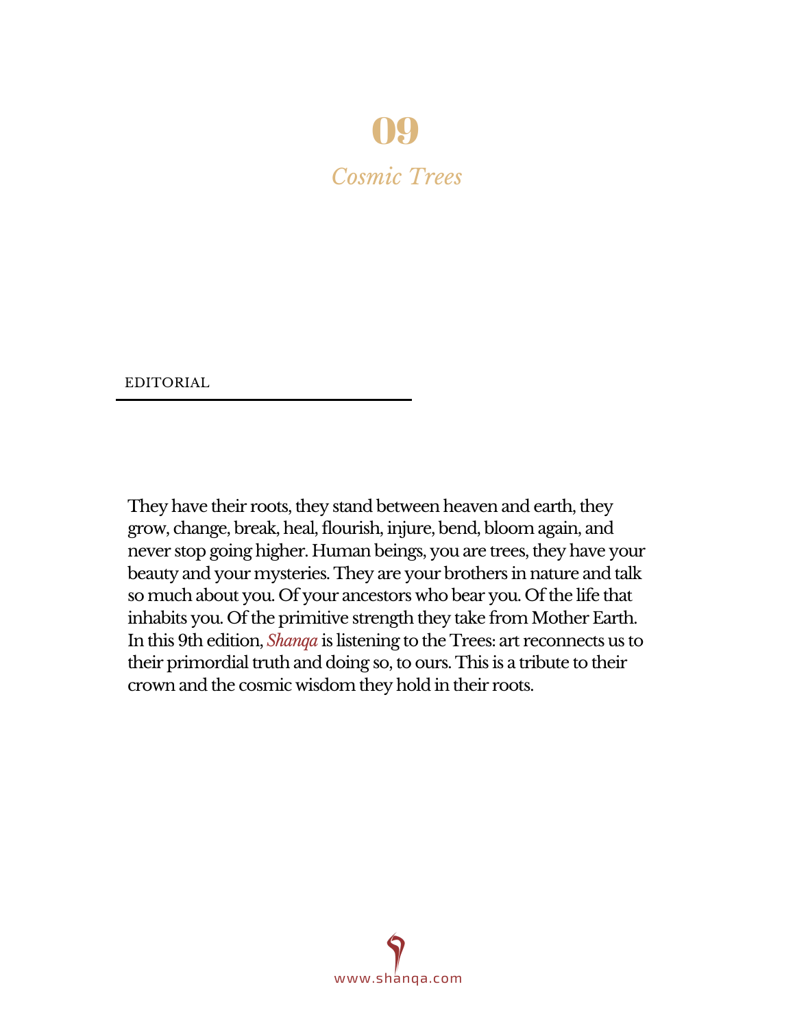# 09

## *Cosmic Trees*

EDITORIAL

They have their roots, they stand between heaven and earth, they grow, change, break, heal, flourish, injure, bend, bloom again, and never stop going higher. Human beings, you are trees, they have your beauty and your mysteries. They are your brothers in nature and talk so much about you. Of your ancestors who bear you. Of the life that inhabits you. Of the primitive strength they take from Mother Earth. In this 9th edition, *Shanqa* is listening to the Trees: art reconnects us to their primordial truth and doing so, to ours. This is a tribute to their crown and the cosmic wisdom they hold in their roots.

www.shanqa.com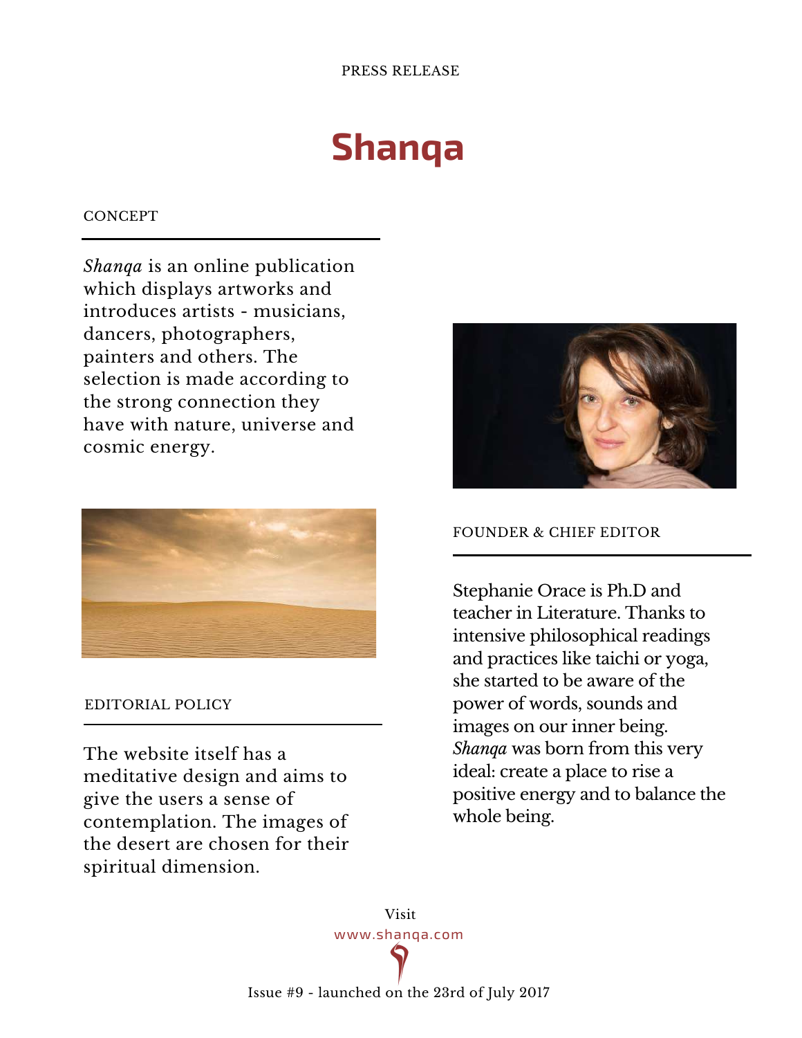PRESS RELEASE

# Shanqa

## CONCEPT

*Shanqa* is an online publication which displays artworks and introduces artists - musicians, dancers, photographers, painters and others. The selection is made according to the strong connection they have with nature, universe and cosmic energy.

## EDITORIAL POLICY

The website itself has a meditative design and aims to give the users a sense of contemplation. The images of the desert are chosen for their spiritual dimension.

## FOUNDER & CHIEF EDITOR

Stephanie Orace is Ph.D and teacher in Literature. Thanks to intensive philosophical readings and practices like taichi or yoga, she started to be aware of the power of words, sounds and images on our inner being. *Shanqa* was born from this very ideal: create a place to rise a positive energy and to balance the whole being.

Visit
www.shanqa.com

Issue #9 - launched on the 23rd of July 2017